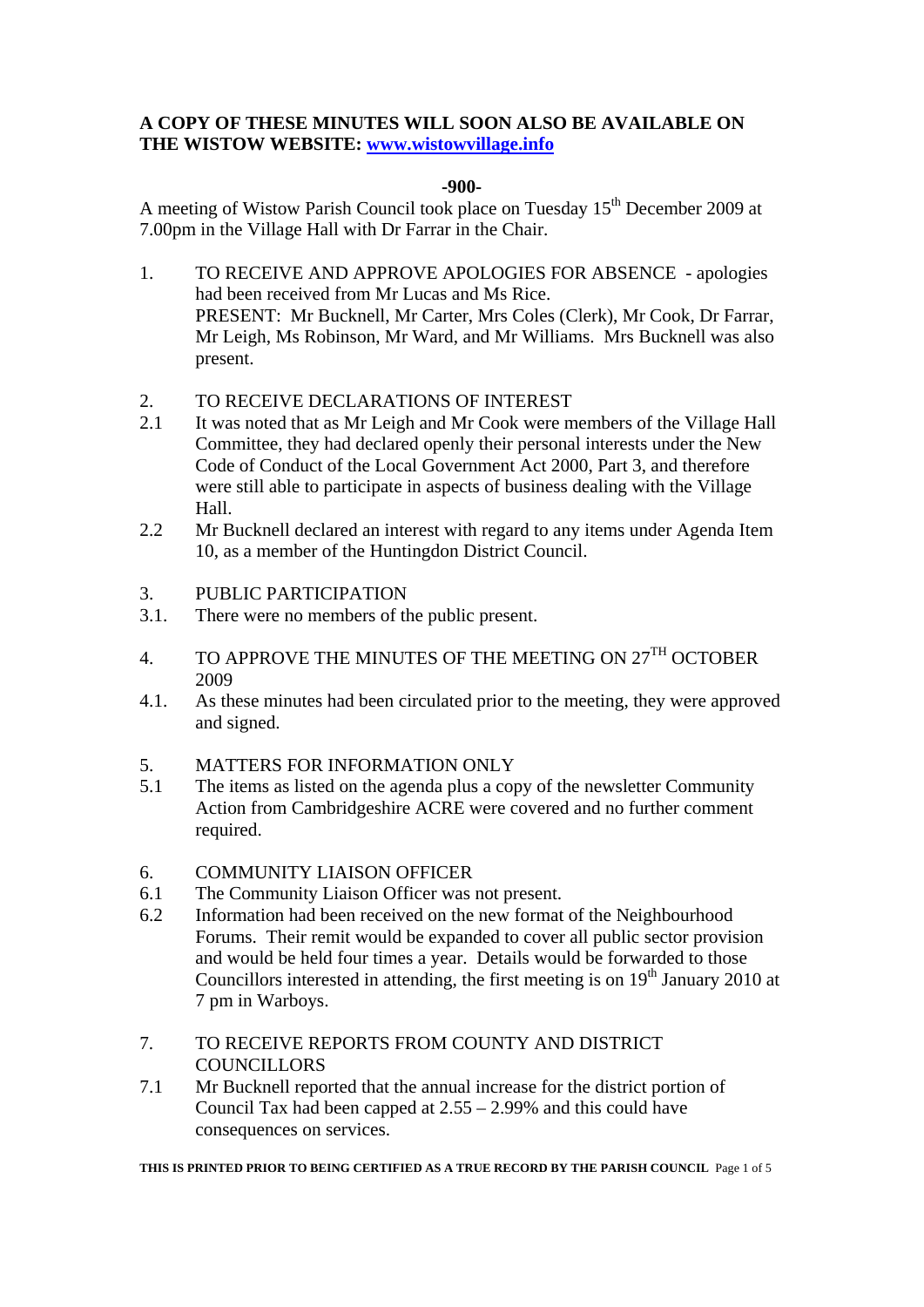**A COPY OF THESE MINUTES WILL SOON ALSO BE AVAILABLE ON THE WISTOW WEBSITE: [www.wistowvillage.info](http://www.wistowvillage.info)**

**-900-**

A meeting of Wistow Parish Council took place on Tuesday 15th December 2009 at 7.00pm in the Village Hall with Dr Farrar in the Chair.

1. TO RECEIVE AND APPROVE APOLOGIES FOR ABSENCE - apologies had been received from Mr Lucas and Ms Rice.
   PRESENT: Mr Bucknell, Mr Carter, Mrs Coles (Clerk), Mr Cook, Dr Farrar, Mr Leigh, Ms Robinson, Mr Ward, and Mr Williams. Mrs Bucknell was also present.

2. TO RECEIVE DECLARATIONS OF INTEREST

2.1 It was noted that as Mr Leigh and Mr Cook were members of the Village Hall Committee, they had declared openly their personal interests under the New Code of Conduct of the Local Government Act 2000, Part 3, and therefore were still able to participate in aspects of business dealing with the Village Hall.

2.2 Mr Bucknell declared an interest with regard to any items under Agenda Item 10, as a member of the Huntingdon District Council.

3. PUBLIC PARTICIPATION

3.1. There were no members of the public present.

4. TO APPROVE THE MINUTES OF THE MEETING ON 27TH OCTOBER 2009

4.1. As these minutes had been circulated prior to the meeting, they were approved and signed.

5. MATTERS FOR INFORMATION ONLY

5.1 The items as listed on the agenda plus a copy of the newsletter Community Action from Cambridgeshire ACRE were covered and no further comment required.

6. COMMUNITY LIAISON OFFICER

6.1 The Community Liaison Officer was not present.

6.2 Information had been received on the new format of the Neighbourhood Forums. Their remit would be expanded to cover all public sector provision and would be held four times a year. Details would be forwarded to those Councillors interested in attending, the first meeting is on 19th January 2010 at 7 pm in Warboys.

7. TO RECEIVE REPORTS FROM COUNTY AND DISTRICT COUNCILLORS

7.1 Mr Bucknell reported that the annual increase for the district portion of Council Tax had been capped at 2.55 – 2.99% and this could have consequences on services.

**THIS IS PRINTED PRIOR TO BEING CERTIFIED AS A TRUE RECORD BY THE PARISH COUNCIL**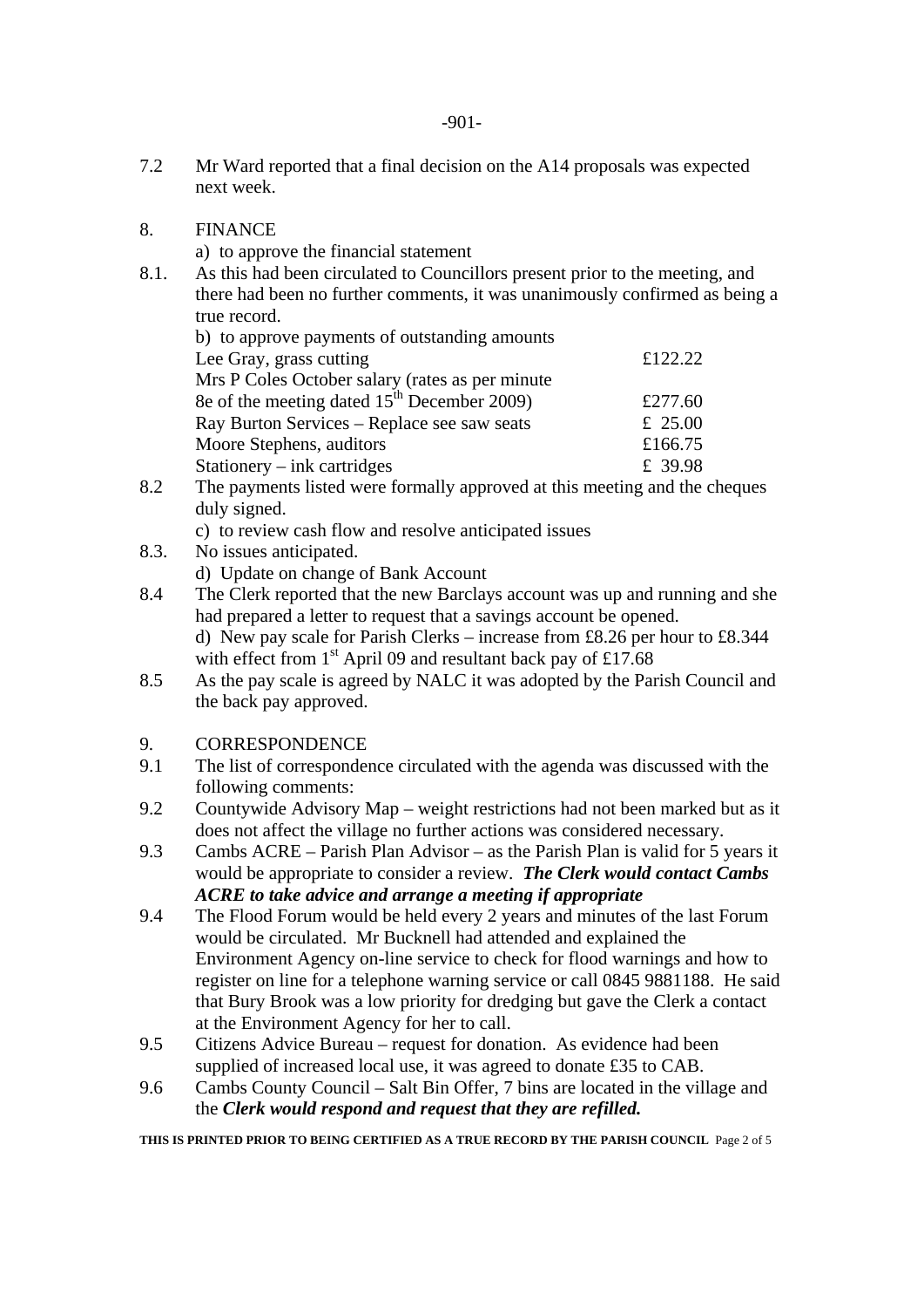7.2 Mr Ward reported that a final decision on the A14 proposals was expected next week.

8. FINANCE

a) to approve the financial statement

8.1. As this had been circulated to Councillors present prior to the meeting, and there had been no further comments, it was unanimously confirmed as being a true record.

b) to approve payments of outstanding amounts

| | |
|---|---|
| Lee Gray, grass cutting | £122.22 |
| Mrs P Coles October salary (rates as per minute 8e of the meeting dated 15th December 2009) | £277.60 |
| Ray Burton Services – Replace see saw seats | £ 25.00 |
| Moore Stephens, auditors | £166.75 |
| Stationery – ink cartridges | £ 39.98 |

8.2 The payments listed were formally approved at this meeting and the cheques duly signed.

c) to review cash flow and resolve anticipated issues

8.3. No issues anticipated.

d) Update on change of Bank Account

8.4 The Clerk reported that the new Barclays account was up and running and she had prepared a letter to request that a savings account be opened.

d) New pay scale for Parish Clerks – increase from £8.26 per hour to £8.344 with effect from 1st April 09 and resultant back pay of £17.68

8.5 As the pay scale is agreed by NALC it was adopted by the Parish Council and the back pay approved.

9. CORRESPONDENCE

9.1 The list of correspondence circulated with the agenda was discussed with the following comments:

9.2 Countywide Advisory Map – weight restrictions had not been marked but as it does not affect the village no further actions was considered necessary.

9.3 Cambs ACRE – Parish Plan Advisor – as the Parish Plan is valid for 5 years it would be appropriate to consider a review. ***The Clerk would contact Cambs ACRE to take advice and arrange a meeting if appropriate***

9.4 The Flood Forum would be held every 2 years and minutes of the last Forum would be circulated. Mr Bucknell had attended and explained the Environment Agency on-line service to check for flood warnings and how to register on line for a telephone warning service or call 0845 9881188. He said that Bury Brook was a low priority for dredging but gave the Clerk a contact at the Environment Agency for her to call.

9.5 Citizens Advice Bureau – request for donation. As evidence had been supplied of increased local use, it was agreed to donate £35 to CAB.

9.6 Cambs County Council – Salt Bin Offer, 7 bins are located in the village and the ***Clerk would respond and request that they are refilled.***

**THIS IS PRINTED PRIOR TO BEING CERTIFIED AS A TRUE RECORD BY THE PARISH COUNCIL**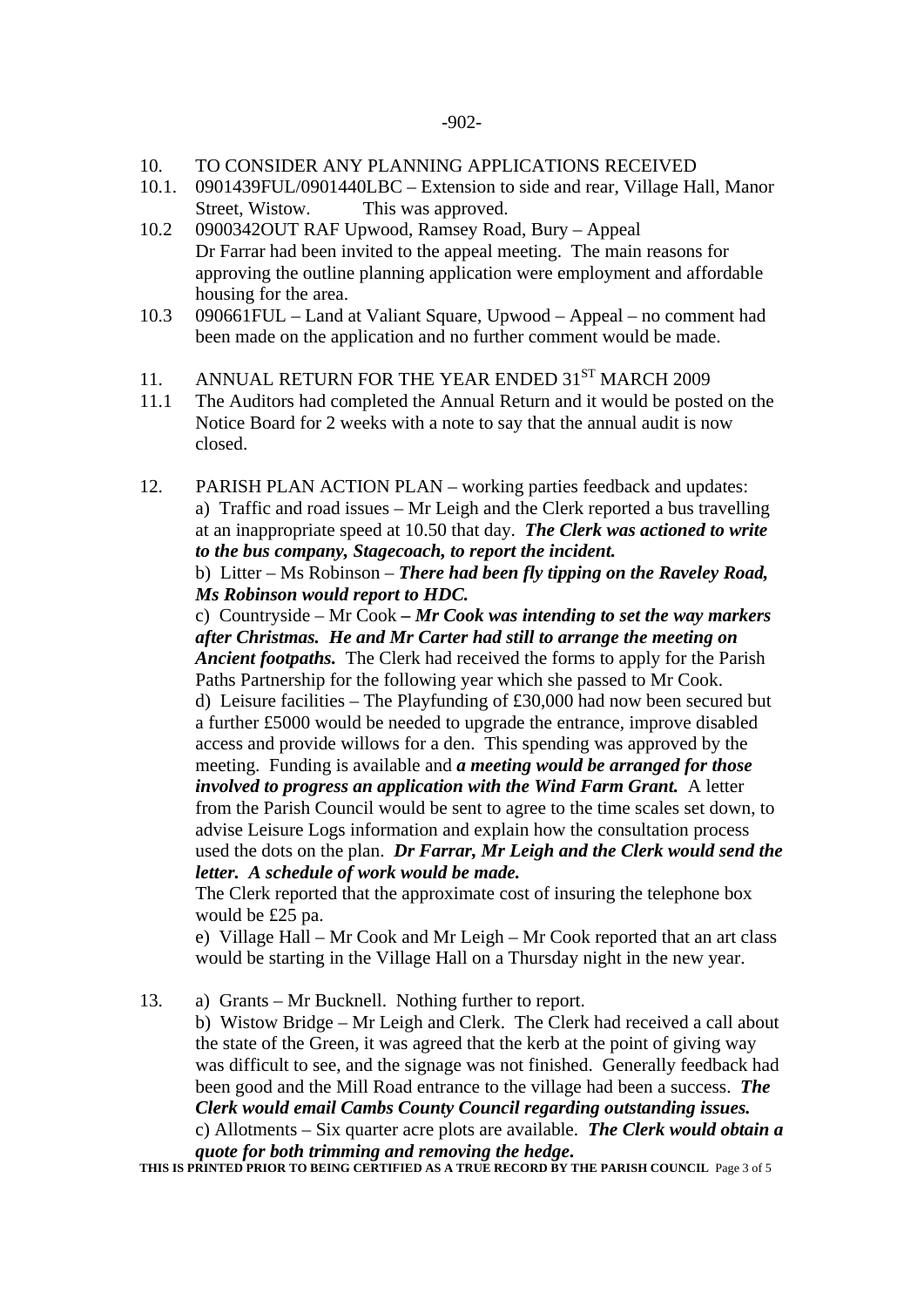10. TO CONSIDER ANY PLANNING APPLICATIONS RECEIVED

10.1. 0901439FUL/0901440LBC – Extension to side and rear, Village Hall, Manor Street, Wistow. This was approved.

10.2 0900342OUT RAF Upwood, Ramsey Road, Bury – Appeal
Dr Farrar had been invited to the appeal meeting. The main reasons for approving the outline planning application were employment and affordable housing for the area.

10.3 090661FUL – Land at Valiant Square, Upwood – Appeal – no comment had been made on the application and no further comment would be made.

11. ANNUAL RETURN FOR THE YEAR ENDED 31ST MARCH 2009

11.1 The Auditors had completed the Annual Return and it would be posted on the Notice Board for 2 weeks with a note to say that the annual audit is now closed.

12. PARISH PLAN ACTION PLAN – working parties feedback and updates:

a) Traffic and road issues – Mr Leigh and the Clerk reported a bus travelling at an inappropriate speed at 10.50 that day. ***The Clerk was actioned to write to the bus company, Stagecoach, to report the incident.***

b) Litter – Ms Robinson – ***There had been fly tipping on the Raveley Road, Ms Robinson would report to HDC.***

c) Countryside – Mr Cook ***– Mr Cook was intending to set the way markers after Christmas. He and Mr Carter had still to arrange the meeting on Ancient footpaths.*** The Clerk had received the forms to apply for the Parish Paths Partnership for the following year which she passed to Mr Cook.

d) Leisure facilities – The Playfunding of £30,000 had now been secured but a further £5000 would be needed to upgrade the entrance, improve disabled access and provide willows for a den. This spending was approved by the meeting. Funding is available and ***a meeting would be arranged for those involved to progress an application with the Wind Farm Grant.*** A letter from the Parish Council would be sent to agree to the time scales set down, to advise Leisure Logs information and explain how the consultation process used the dots on the plan. ***Dr Farrar, Mr Leigh and the Clerk would send the letter. A schedule of work would be made.***

The Clerk reported that the approximate cost of insuring the telephone box would be £25 pa.

e) Village Hall – Mr Cook and Mr Leigh – Mr Cook reported that an art class would be starting in the Village Hall on a Thursday night in the new year.

13. a) Grants – Mr Bucknell. Nothing further to report.

b) Wistow Bridge – Mr Leigh and Clerk. The Clerk had received a call about the state of the Green, it was agreed that the kerb at the point of giving way was difficult to see, and the signage was not finished. Generally feedback had been good and the Mill Road entrance to the village had been a success. ***The Clerk would email Cambs County Council regarding outstanding issues.***

c) Allotments – Six quarter acre plots are available. ***The Clerk would obtain a quote for both trimming and removing the hedge.***

**THIS IS PRINTED PRIOR TO BEING CERTIFIED AS A TRUE RECORD BY THE PARISH COUNCIL**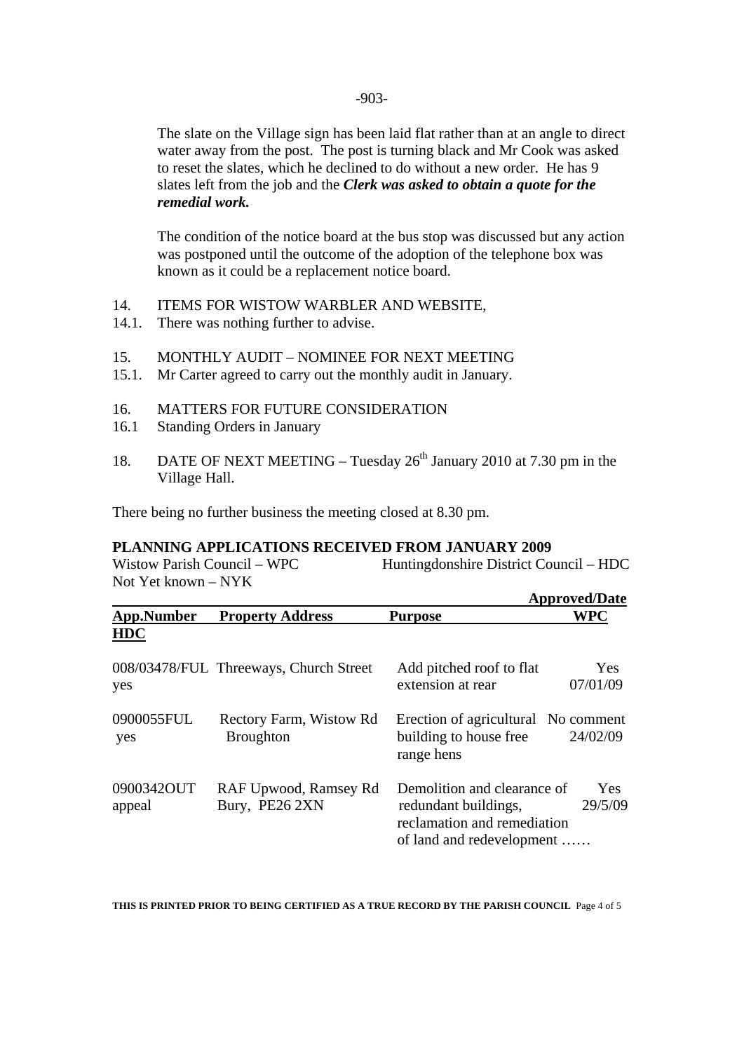-903-

The slate on the Village sign has been laid flat rather than at an angle to direct water away from the post. The post is turning black and Mr Cook was asked to reset the slates, which he declined to do without a new order. He has 9 slates left from the job and the ***Clerk was asked to obtain a quote for the remedial work.***

The condition of the notice board at the bus stop was discussed but any action was postponed until the outcome of the adoption of the telephone box was known as it could be a replacement notice board.

14. ITEMS FOR WISTOW WARBLER AND WEBSITE,
14.1. There was nothing further to advise.

15. MONTHLY AUDIT – NOMINEE FOR NEXT MEETING
15.1. Mr Carter agreed to carry out the monthly audit in January.

16. MATTERS FOR FUTURE CONSIDERATION
16.1 Standing Orders in January

18. DATE OF NEXT MEETING – Tuesday 26th January 2010 at 7.30 pm in the Village Hall.

There being no further business the meeting closed at 8.30 pm.

**PLANNING APPLICATIONS RECEIVED FROM JANUARY 2009**

Wistow Parish Council – WPC    Huntingdonshire District Council – HDC
Not Yet known – NYK

| App.Number | Property Address | Purpose | Approved/Date WPC | HDC |
|---|---|---|---|---|
| 008/03478/FUL | Threeways, Church Street | Add pitched roof to flat extension at rear | Yes 07/01/09 | yes |
| 0900055FUL | Rectory Farm, Wistow Rd Broughton | Erection of agricultural building to house free range hens | No comment 24/02/09 | yes |
| 0900342OUT | RAF Upwood, Ramsey Rd Bury, PE26 2XN | Demolition and clearance of redundant buildings, reclamation and remediation of land and redevelopment …… | Yes 29/5/09 | appeal |

**THIS IS PRINTED PRIOR TO BEING CERTIFIED AS A TRUE RECORD BY THE PARISH COUNCIL**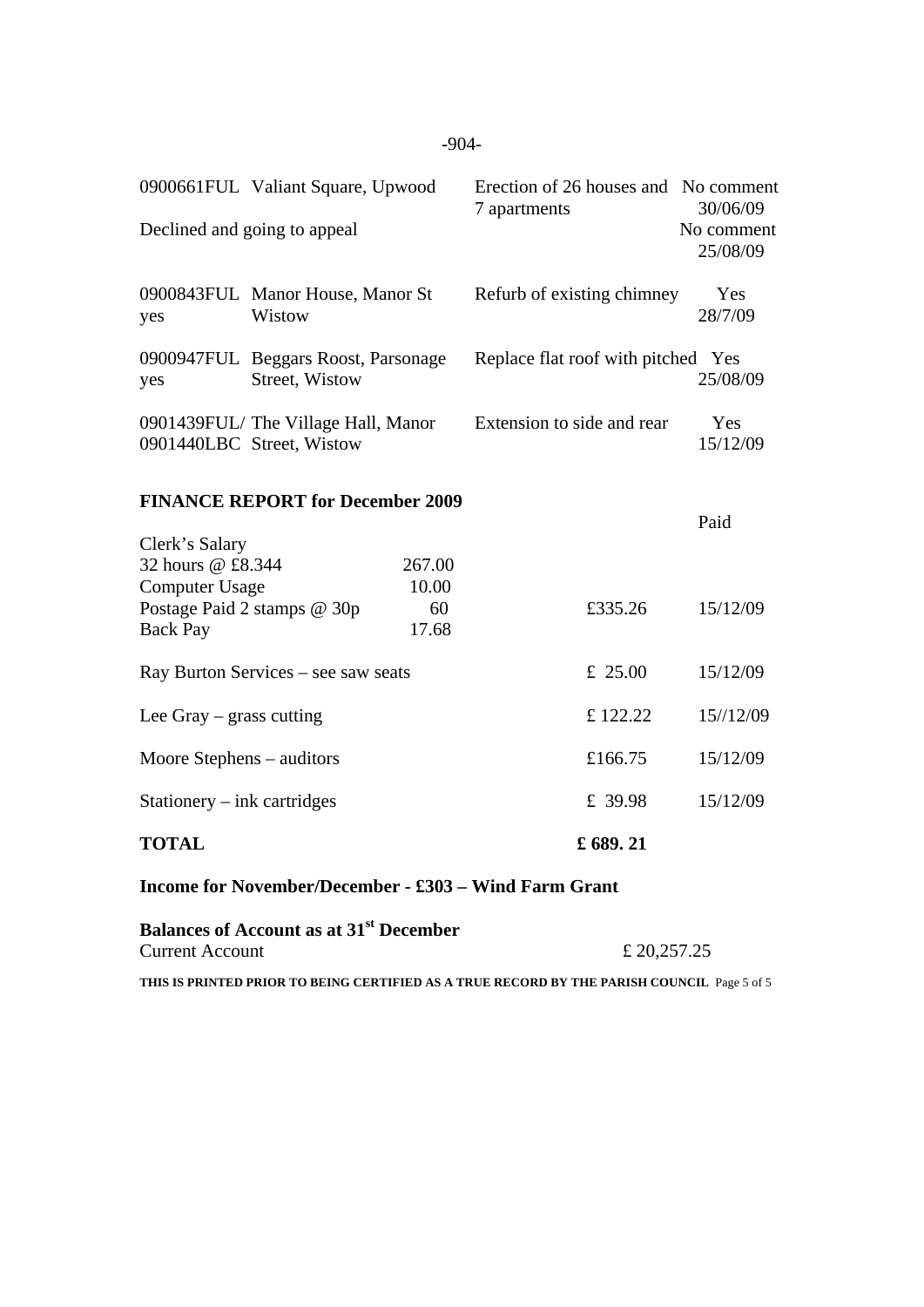-904-

| | | | |
|---|---|---|---|
| 0900661FUL | Valiant Square, Upwood | Erection of 26 houses and 7 apartments | No comment 30/06/09 |
| Declined and going to appeal | | | No comment 25/08/09 |
| 0900843FUL yes | Manor House, Manor St Wistow | Refurb of existing chimney | Yes 28/7/09 |
| 0900947FUL yes | Beggars Roost, Parsonage Street, Wistow | Replace flat roof with pitched | Yes 25/08/09 |
| 0901439FUL/ 0901440LBC | The Village Hall, Manor Street, Wistow | Extension to side and rear | Yes 15/12/09 |

**FINANCE REPORT for December 2009**

| | | | Paid |
|---|---|---|---|
| Clerk's Salary | | | |
| 32 hours @ £8.344 | 267.00 | | |
| Computer Usage | 10.00 | | |
| Postage Paid 2 stamps @ 30p | 60 | £335.26 | 15/12/09 |
| Back Pay | 17.68 | | |
| Ray Burton Services – see saw seats | | £ 25.00 | 15/12/09 |
| Lee Gray – grass cutting | | £ 122.22 | 15//12/09 |
| Moore Stephens – auditors | | £166.75 | 15/12/09 |
| Stationery – ink cartridges | | £ 39.98 | 15/12/09 |
| **TOTAL** | | **£ 689. 21** | |

**Income for November/December - £303 – Wind Farm Grant**

**Balances of Account as at 31st December**

Current Account £ 20,257.25

**THIS IS PRINTED PRIOR TO BEING CERTIFIED AS A TRUE RECORD BY THE PARISH COUNCIL**